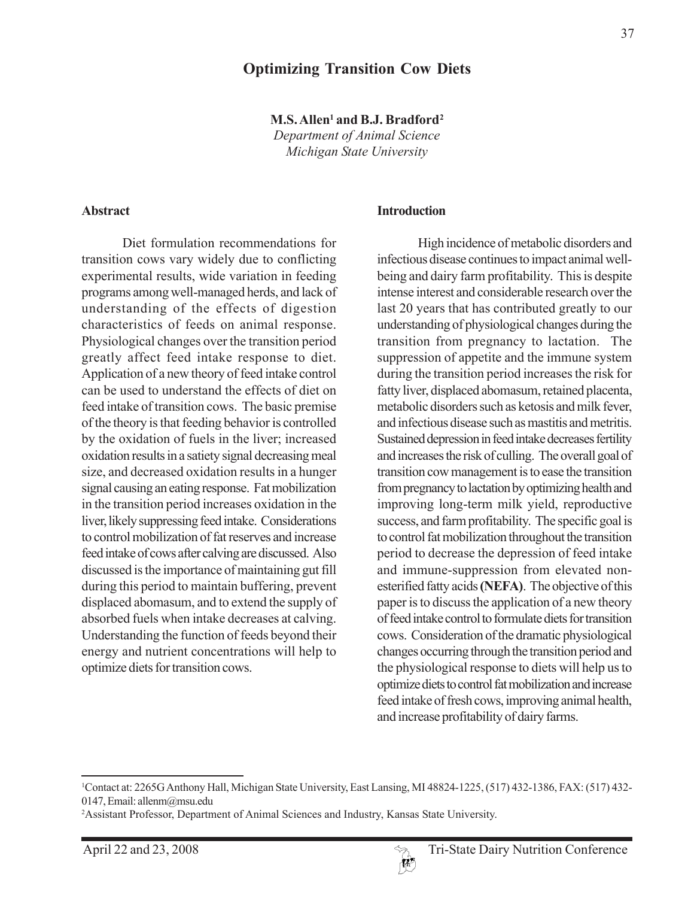# Optimizing Transition Cow Diets

**M.S. Allen[1] and B.J. Bradford[2]**
*Department of Animal Science*
*Michigan State University*

## Abstract

Diet formulation recommendations for transition cows vary widely due to conflicting experimental results, wide variation in feeding programs among well-managed herds, and lack of understanding of the effects of digestion characteristics of feeds on animal response. Physiological changes over the transition period greatly affect feed intake response to diet. Application of a new theory of feed intake control can be used to understand the effects of diet on feed intake of transition cows. The basic premise of the theory is that feeding behavior is controlled by the oxidation of fuels in the liver; increased oxidation results in a satiety signal decreasing meal size, and decreased oxidation results in a hunger signal causing an eating response. Fat mobilization in the transition period increases oxidation in the liver, likely suppressing feed intake. Considerations to control mobilization of fat reserves and increase feed intake of cows after calving are discussed. Also discussed is the importance of maintaining gut fill during this period to maintain buffering, prevent displaced abomasum, and to extend the supply of absorbed fuels when intake decreases at calving. Understanding the function of feeds beyond their energy and nutrient concentrations will help to optimize diets for transition cows.

## Introduction

High incidence of metabolic disorders and infectious disease continues to impact animal well-being and dairy farm profitability. This is despite intense interest and considerable research over the last 20 years that has contributed greatly to our understanding of physiological changes during the transition from pregnancy to lactation. The suppression of appetite and the immune system during the transition period increases the risk for fatty liver, displaced abomasum, retained placenta, metabolic disorders such as ketosis and milk fever, and infectious disease such as mastitis and metritis. Sustained depression in feed intake decreases fertility and increases the risk of culling. The overall goal of transition cow management is to ease the transition from pregnancy to lactation by optimizing health and improving long-term milk yield, reproductive success, and farm profitability. The specific goal is to control fat mobilization throughout the transition period to decrease the depression of feed intake and immune-suppression from elevated non-esterified fatty acids **(NEFA)**. The objective of this paper is to discuss the application of a new theory of feed intake control to formulate diets for transition cows. Consideration of the dramatic physiological changes occurring through the transition period and the physiological response to diets will help us to optimize diets to control fat mobilization and increase feed intake of fresh cows, improving animal health, and increase profitability of dairy farms.

---

[1]Contact at: 2265G Anthony Hall, Michigan State University, East Lansing, MI 48824-1225, (517) 432-1386, FAX: (517) 432-0147, Email: allenm@msu.edu

[2]Assistant Professor, Department of Animal Sciences and Industry, Kansas State University.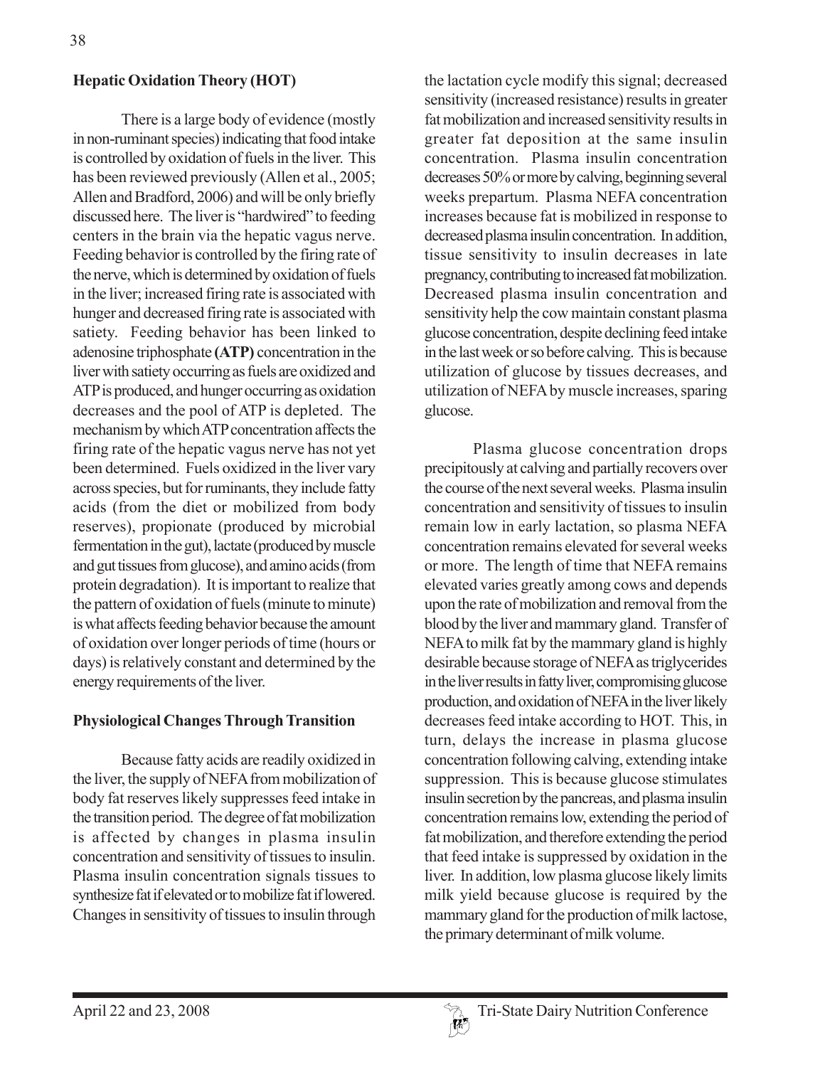## Hepatic Oxidation Theory (HOT)

There is a large body of evidence (mostly in non-ruminant species) indicating that food intake is controlled by oxidation of fuels in the liver. This has been reviewed previously (Allen et al., 2005; Allen and Bradford, 2006) and will be only briefly discussed here. The liver is "hardwired" to feeding centers in the brain via the hepatic vagus nerve. Feeding behavior is controlled by the firing rate of the nerve, which is determined by oxidation of fuels in the liver; increased firing rate is associated with hunger and decreased firing rate is associated with satiety. Feeding behavior has been linked to adenosine triphosphate **(ATP)** concentration in the liver with satiety occurring as fuels are oxidized and ATP is produced, and hunger occurring as oxidation decreases and the pool of ATP is depleted. The mechanism by which ATP concentration affects the firing rate of the hepatic vagus nerve has not yet been determined. Fuels oxidized in the liver vary across species, but for ruminants, they include fatty acids (from the diet or mobilized from body reserves), propionate (produced by microbial fermentation in the gut), lactate (produced by muscle and gut tissues from glucose), and amino acids (from protein degradation). It is important to realize that the pattern of oxidation of fuels (minute to minute) is what affects feeding behavior because the amount of oxidation over longer periods of time (hours or days) is relatively constant and determined by the energy requirements of the liver.

## Physiological Changes Through Transition

Because fatty acids are readily oxidized in the liver, the supply of NEFA from mobilization of body fat reserves likely suppresses feed intake in the transition period. The degree of fat mobilization is affected by changes in plasma insulin concentration and sensitivity of tissues to insulin. Plasma insulin concentration signals tissues to synthesize fat if elevated or to mobilize fat if lowered. Changes in sensitivity of tissues to insulin through the lactation cycle modify this signal; decreased sensitivity (increased resistance) results in greater fat mobilization and increased sensitivity results in greater fat deposition at the same insulin concentration. Plasma insulin concentration decreases 50% or more by calving, beginning several weeks prepartum. Plasma NEFA concentration increases because fat is mobilized in response to decreased plasma insulin concentration. In addition, tissue sensitivity to insulin decreases in late pregnancy, contributing to increased fat mobilization. Decreased plasma insulin concentration and sensitivity help the cow maintain constant plasma glucose concentration, despite declining feed intake in the last week or so before calving. This is because utilization of glucose by tissues decreases, and utilization of NEFA by muscle increases, sparing glucose.

Plasma glucose concentration drops precipitously at calving and partially recovers over the course of the next several weeks. Plasma insulin concentration and sensitivity of tissues to insulin remain low in early lactation, so plasma NEFA concentration remains elevated for several weeks or more. The length of time that NEFA remains elevated varies greatly among cows and depends upon the rate of mobilization and removal from the blood by the liver and mammary gland. Transfer of NEFA to milk fat by the mammary gland is highly desirable because storage of NEFA as triglycerides in the liver results in fatty liver, compromising glucose production, and oxidation of NEFA in the liver likely decreases feed intake according to HOT. This, in turn, delays the increase in plasma glucose concentration following calving, extending intake suppression. This is because glucose stimulates insulin secretion by the pancreas, and plasma insulin concentration remains low, extending the period of fat mobilization, and therefore extending the period that feed intake is suppressed by oxidation in the liver. In addition, low plasma glucose likely limits milk yield because glucose is required by the mammary gland for the production of milk lactose, the primary determinant of milk volume.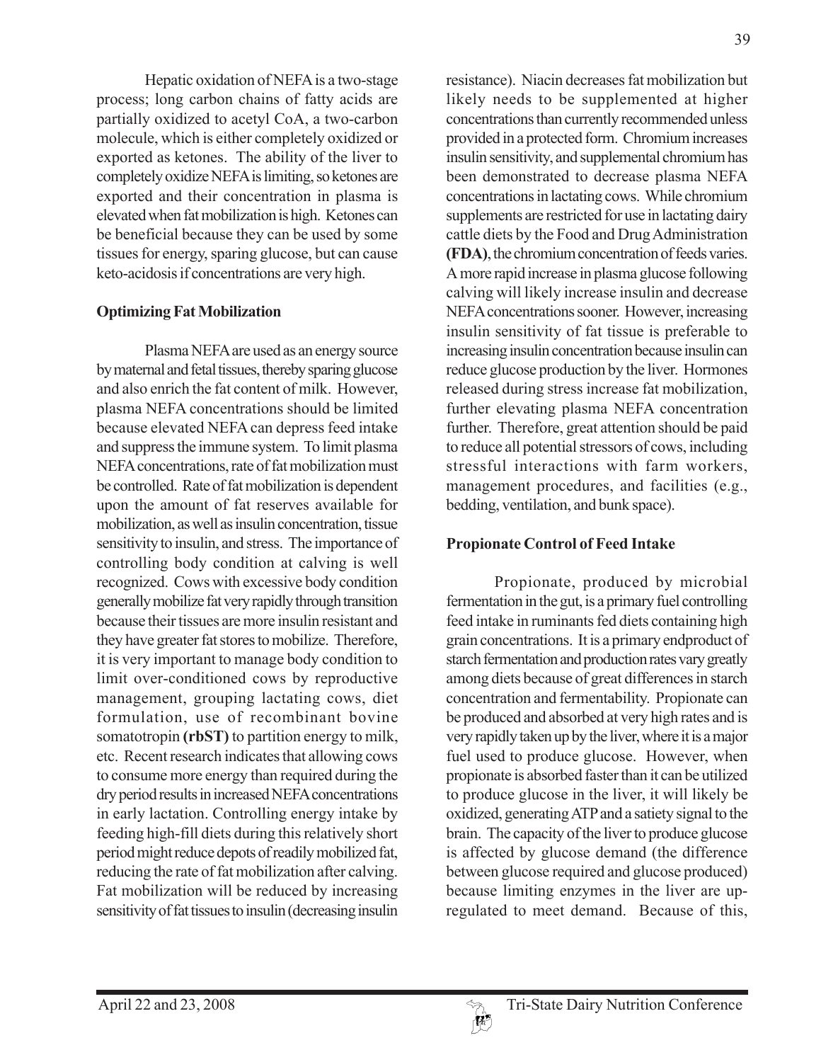Hepatic oxidation of NEFA is a two-stage process; long carbon chains of fatty acids are partially oxidized to acetyl CoA, a two-carbon molecule, which is either completely oxidized or exported as ketones. The ability of the liver to completely oxidize NEFA is limiting, so ketones are exported and their concentration in plasma is elevated when fat mobilization is high. Ketones can be beneficial because they can be used by some tissues for energy, sparing glucose, but can cause keto-acidosis if concentrations are very high.

**Optimizing Fat Mobilization**

Plasma NEFA are used as an energy source by maternal and fetal tissues, thereby sparing glucose and also enrich the fat content of milk. However, plasma NEFA concentrations should be limited because elevated NEFA can depress feed intake and suppress the immune system. To limit plasma NEFA concentrations, rate of fat mobilization must be controlled. Rate of fat mobilization is dependent upon the amount of fat reserves available for mobilization, as well as insulin concentration, tissue sensitivity to insulin, and stress. The importance of controlling body condition at calving is well recognized. Cows with excessive body condition generally mobilize fat very rapidly through transition because their tissues are more insulin resistant and they have greater fat stores to mobilize. Therefore, it is very important to manage body condition to limit over-conditioned cows by reproductive management, grouping lactating cows, diet formulation, use of recombinant bovine somatotropin **(rbST)** to partition energy to milk, etc. Recent research indicates that allowing cows to consume more energy than required during the dry period results in increased NEFA concentrations in early lactation. Controlling energy intake by feeding high-fill diets during this relatively short period might reduce depots of readily mobilized fat, reducing the rate of fat mobilization after calving. Fat mobilization will be reduced by increasing sensitivity of fat tissues to insulin (decreasing insulin resistance). Niacin decreases fat mobilization but likely needs to be supplemented at higher concentrations than currently recommended unless provided in a protected form. Chromium increases insulin sensitivity, and supplemental chromium has been demonstrated to decrease plasma NEFA concentrations in lactating cows. While chromium supplements are restricted for use in lactating dairy cattle diets by the Food and Drug Administration **(FDA)**, the chromium concentration of feeds varies. A more rapid increase in plasma glucose following calving will likely increase insulin and decrease NEFA concentrations sooner. However, increasing insulin sensitivity of fat tissue is preferable to increasing insulin concentration because insulin can reduce glucose production by the liver. Hormones released during stress increase fat mobilization, further elevating plasma NEFA concentration further. Therefore, great attention should be paid to reduce all potential stressors of cows, including stressful interactions with farm workers, management procedures, and facilities (e.g., bedding, ventilation, and bunk space).

**Propionate Control of Feed Intake**

Propionate, produced by microbial fermentation in the gut, is a primary fuel controlling feed intake in ruminants fed diets containing high grain concentrations. It is a primary endproduct of starch fermentation and production rates vary greatly among diets because of great differences in starch concentration and fermentability. Propionate can be produced and absorbed at very high rates and is very rapidly taken up by the liver, where it is a major fuel used to produce glucose. However, when propionate is absorbed faster than it can be utilized to produce glucose in the liver, it will likely be oxidized, generating ATP and a satiety signal to the brain. The capacity of the liver to produce glucose is affected by glucose demand (the difference between glucose required and glucose produced) because limiting enzymes in the liver are up-regulated to meet demand. Because of this,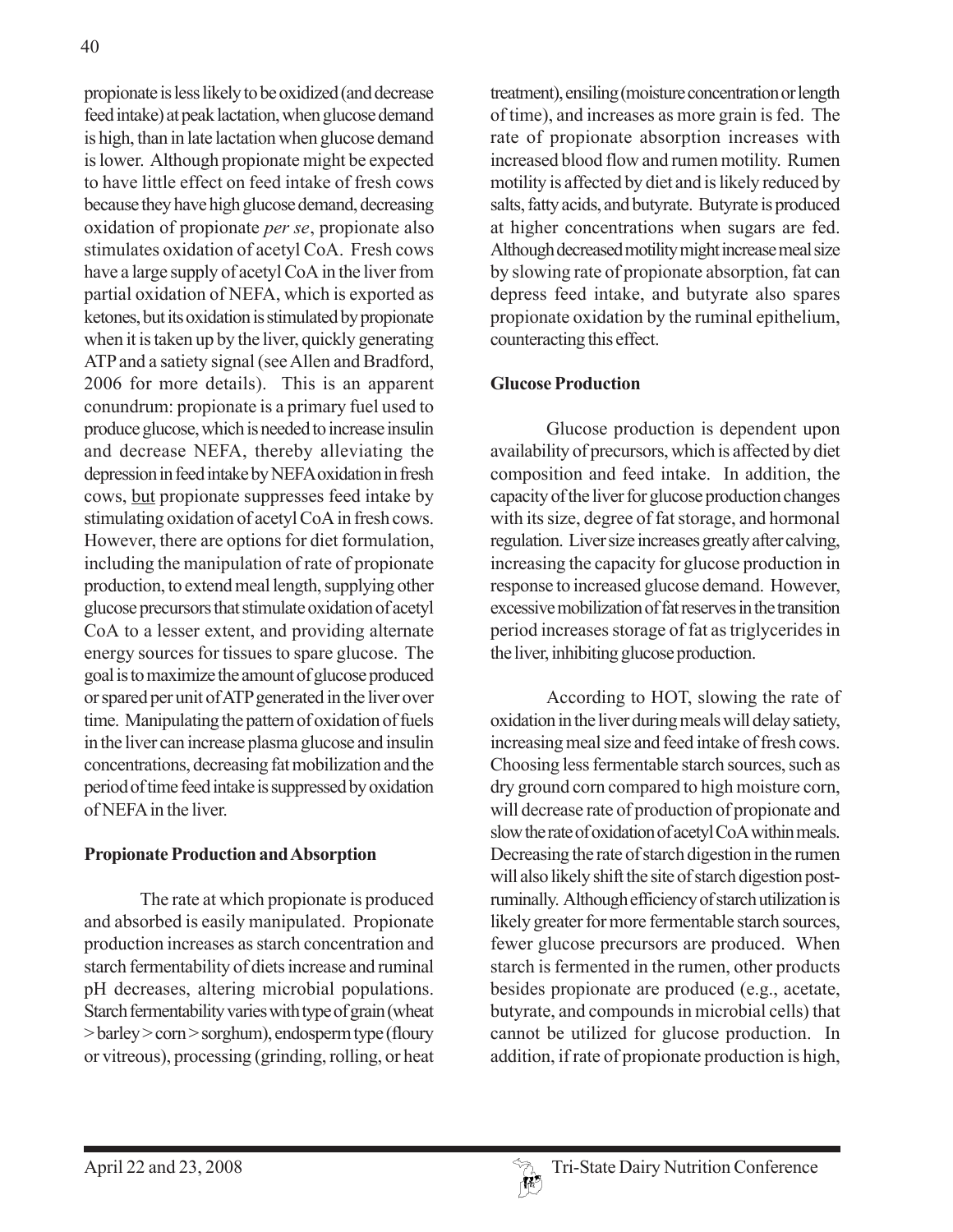propionate is less likely to be oxidized (and decrease feed intake) at peak lactation, when glucose demand is high, than in late lactation when glucose demand is lower. Although propionate might be expected to have little effect on feed intake of fresh cows because they have high glucose demand, decreasing oxidation of propionate *per se*, propionate also stimulates oxidation of acetyl CoA. Fresh cows have a large supply of acetyl CoA in the liver from partial oxidation of NEFA, which is exported as ketones, but its oxidation is stimulated by propionate when it is taken up by the liver, quickly generating ATP and a satiety signal (see Allen and Bradford, 2006 for more details). This is an apparent conundrum: propionate is a primary fuel used to produce glucose, which is needed to increase insulin and decrease NEFA, thereby alleviating the depression in feed intake by NEFA oxidation in fresh cows, but propionate suppresses feed intake by stimulating oxidation of acetyl CoA in fresh cows. However, there are options for diet formulation, including the manipulation of rate of propionate production, to extend meal length, supplying other glucose precursors that stimulate oxidation of acetyl CoA to a lesser extent, and providing alternate energy sources for tissues to spare glucose. The goal is to maximize the amount of glucose produced or spared per unit of ATP generated in the liver over time. Manipulating the pattern of oxidation of fuels in the liver can increase plasma glucose and insulin concentrations, decreasing fat mobilization and the period of time feed intake is suppressed by oxidation of NEFA in the liver.

## Propionate Production and Absorption

The rate at which propionate is produced and absorbed is easily manipulated. Propionate production increases as starch concentration and starch fermentability of diets increase and ruminal pH decreases, altering microbial populations. Starch fermentability varies with type of grain (wheat > barley > corn > sorghum), endosperm type (floury or vitreous), processing (grinding, rolling, or heat treatment), ensiling (moisture concentration or length of time), and increases as more grain is fed. The rate of propionate absorption increases with increased blood flow and rumen motility. Rumen motility is affected by diet and is likely reduced by salts, fatty acids, and butyrate. Butyrate is produced at higher concentrations when sugars are fed. Although decreased motility might increase meal size by slowing rate of propionate absorption, fat can depress feed intake, and butyrate also spares propionate oxidation by the ruminal epithelium, counteracting this effect.

## Glucose Production

Glucose production is dependent upon availability of precursors, which is affected by diet composition and feed intake. In addition, the capacity of the liver for glucose production changes with its size, degree of fat storage, and hormonal regulation. Liver size increases greatly after calving, increasing the capacity for glucose production in response to increased glucose demand. However, excessive mobilization of fat reserves in the transition period increases storage of fat as triglycerides in the liver, inhibiting glucose production.

According to HOT, slowing the rate of oxidation in the liver during meals will delay satiety, increasing meal size and feed intake of fresh cows. Choosing less fermentable starch sources, such as dry ground corn compared to high moisture corn, will decrease rate of production of propionate and slow the rate of oxidation of acetyl CoA within meals. Decreasing the rate of starch digestion in the rumen will also likely shift the site of starch digestion post-ruminally. Although efficiency of starch utilization is likely greater for more fermentable starch sources, fewer glucose precursors are produced. When starch is fermented in the rumen, other products besides propionate are produced (e.g., acetate, butyrate, and compounds in microbial cells) that cannot be utilized for glucose production. In addition, if rate of propionate production is high,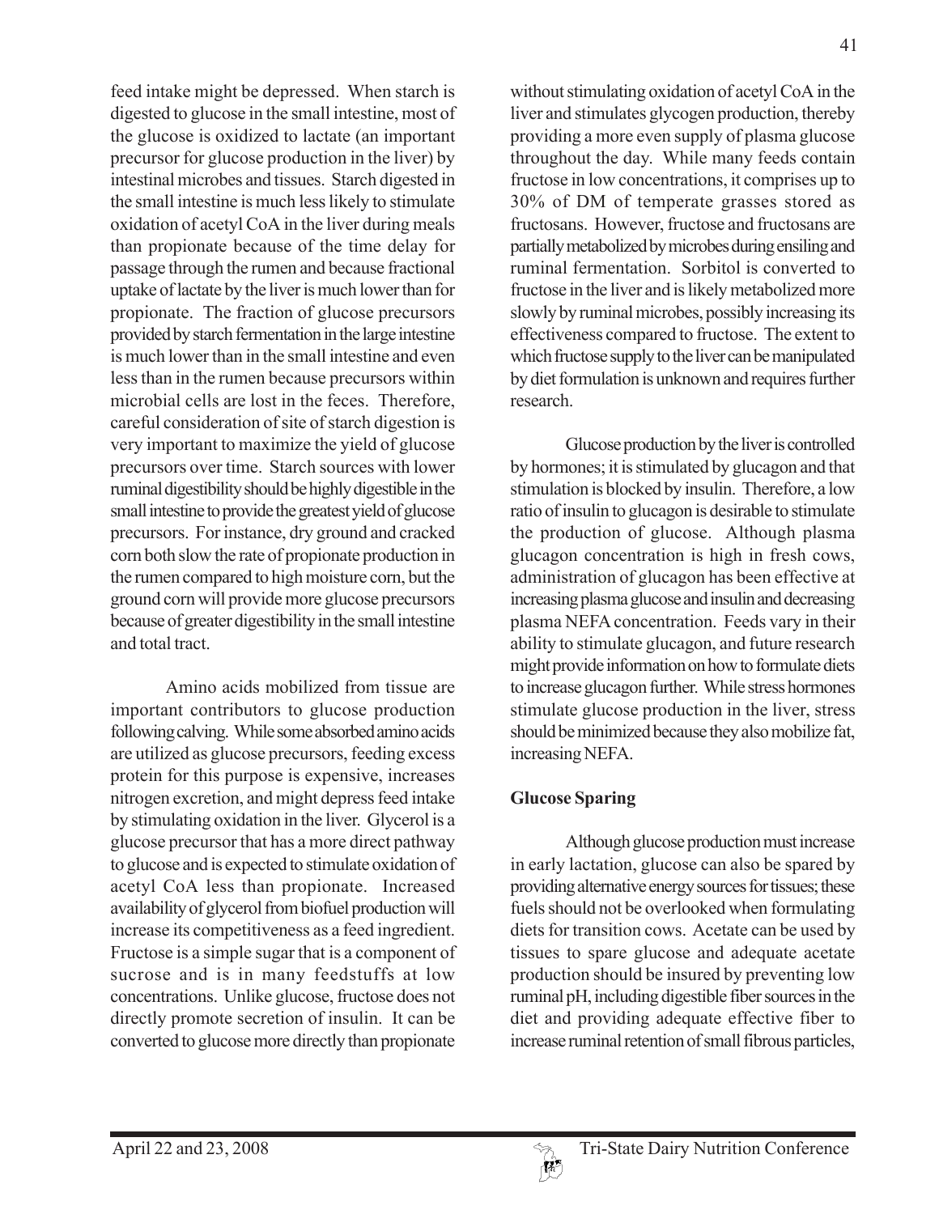feed intake might be depressed. When starch is digested to glucose in the small intestine, most of the glucose is oxidized to lactate (an important precursor for glucose production in the liver) by intestinal microbes and tissues. Starch digested in the small intestine is much less likely to stimulate oxidation of acetyl CoA in the liver during meals than propionate because of the time delay for passage through the rumen and because fractional uptake of lactate by the liver is much lower than for propionate. The fraction of glucose precursors provided by starch fermentation in the large intestine is much lower than in the small intestine and even less than in the rumen because precursors within microbial cells are lost in the feces. Therefore, careful consideration of site of starch digestion is very important to maximize the yield of glucose precursors over time. Starch sources with lower ruminal digestibility should be highly digestible in the small intestine to provide the greatest yield of glucose precursors. For instance, dry ground and cracked corn both slow the rate of propionate production in the rumen compared to high moisture corn, but the ground corn will provide more glucose precursors because of greater digestibility in the small intestine and total tract.

Amino acids mobilized from tissue are important contributors to glucose production following calving. While some absorbed amino acids are utilized as glucose precursors, feeding excess protein for this purpose is expensive, increases nitrogen excretion, and might depress feed intake by stimulating oxidation in the liver. Glycerol is a glucose precursor that has a more direct pathway to glucose and is expected to stimulate oxidation of acetyl CoA less than propionate. Increased availability of glycerol from biofuel production will increase its competitiveness as a feed ingredient. Fructose is a simple sugar that is a component of sucrose and is in many feedstuffs at low concentrations. Unlike glucose, fructose does not directly promote secretion of insulin. It can be converted to glucose more directly than propionate without stimulating oxidation of acetyl CoA in the liver and stimulates glycogen production, thereby providing a more even supply of plasma glucose throughout the day. While many feeds contain fructose in low concentrations, it comprises up to 30% of DM of temperate grasses stored as fructosans. However, fructose and fructosans are partially metabolized by microbes during ensiling and ruminal fermentation. Sorbitol is converted to fructose in the liver and is likely metabolized more slowly by ruminal microbes, possibly increasing its effectiveness compared to fructose. The extent to which fructose supply to the liver can be manipulated by diet formulation is unknown and requires further research.

Glucose production by the liver is controlled by hormones; it is stimulated by glucagon and that stimulation is blocked by insulin. Therefore, a low ratio of insulin to glucagon is desirable to stimulate the production of glucose. Although plasma glucagon concentration is high in fresh cows, administration of glucagon has been effective at increasing plasma glucose and insulin and decreasing plasma NEFA concentration. Feeds vary in their ability to stimulate glucagon, and future research might provide information on how to formulate diets to increase glucagon further. While stress hormones stimulate glucose production in the liver, stress should be minimized because they also mobilize fat, increasing NEFA.

**Glucose Sparing**

Although glucose production must increase in early lactation, glucose can also be spared by providing alternative energy sources for tissues; these fuels should not be overlooked when formulating diets for transition cows. Acetate can be used by tissues to spare glucose and adequate acetate production should be insured by preventing low ruminal pH, including digestible fiber sources in the diet and providing adequate effective fiber to increase ruminal retention of small fibrous particles,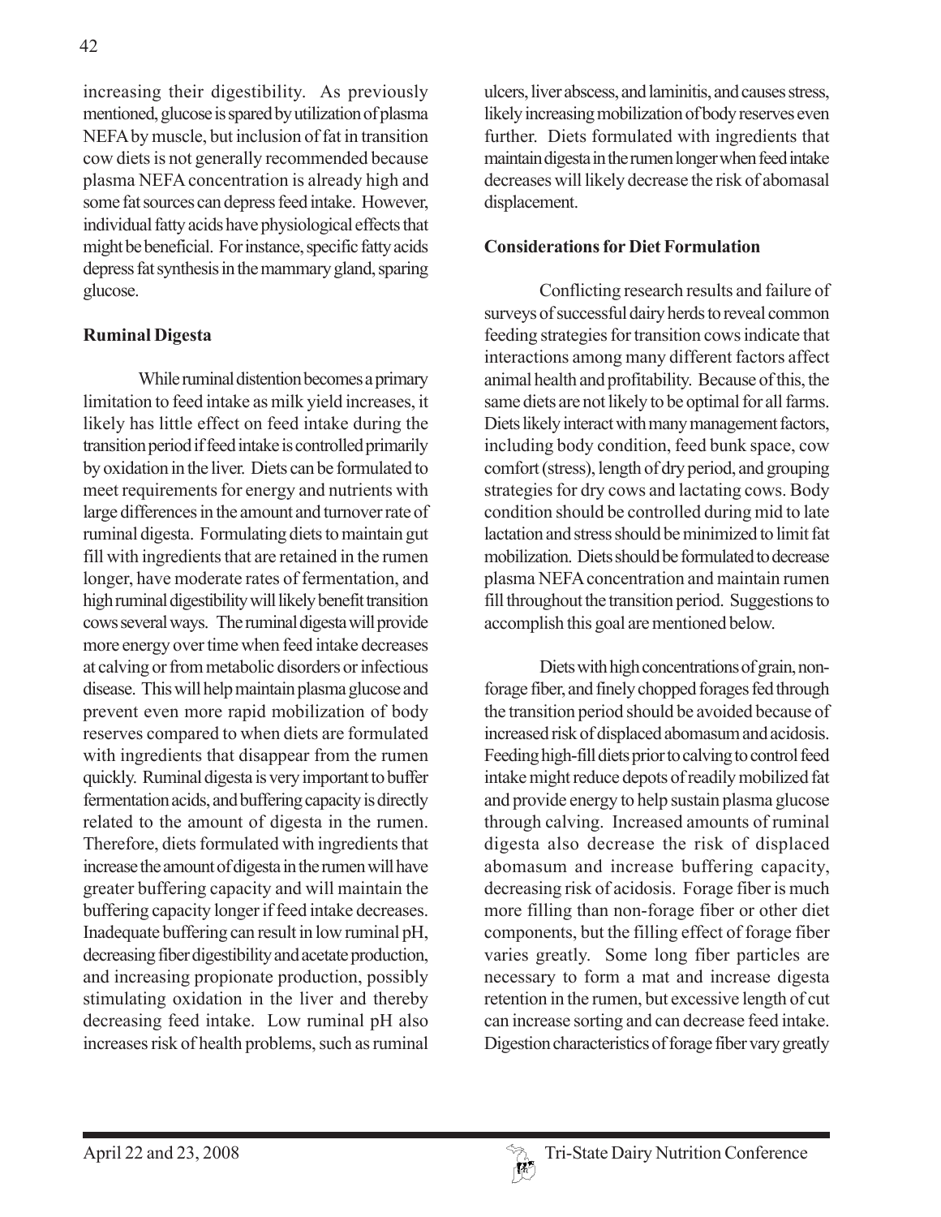increasing their digestibility. As previously mentioned, glucose is spared by utilization of plasma NEFA by muscle, but inclusion of fat in transition cow diets is not generally recommended because plasma NEFA concentration is already high and some fat sources can depress feed intake. However, individual fatty acids have physiological effects that might be beneficial. For instance, specific fatty acids depress fat synthesis in the mammary gland, sparing glucose.

**Ruminal Digesta**

While ruminal distention becomes a primary limitation to feed intake as milk yield increases, it likely has little effect on feed intake during the transition period if feed intake is controlled primarily by oxidation in the liver. Diets can be formulated to meet requirements for energy and nutrients with large differences in the amount and turnover rate of ruminal digesta. Formulating diets to maintain gut fill with ingredients that are retained in the rumen longer, have moderate rates of fermentation, and high ruminal digestibility will likely benefit transition cows several ways. The ruminal digesta will provide more energy over time when feed intake decreases at calving or from metabolic disorders or infectious disease. This will help maintain plasma glucose and prevent even more rapid mobilization of body reserves compared to when diets are formulated with ingredients that disappear from the rumen quickly. Ruminal digesta is very important to buffer fermentation acids, and buffering capacity is directly related to the amount of digesta in the rumen. Therefore, diets formulated with ingredients that increase the amount of digesta in the rumen will have greater buffering capacity and will maintain the buffering capacity longer if feed intake decreases. Inadequate buffering can result in low ruminal pH, decreasing fiber digestibility and acetate production, and increasing propionate production, possibly stimulating oxidation in the liver and thereby decreasing feed intake. Low ruminal pH also increases risk of health problems, such as ruminal ulcers, liver abscess, and laminitis, and causes stress, likely increasing mobilization of body reserves even further. Diets formulated with ingredients that maintain digesta in the rumen longer when feed intake decreases will likely decrease the risk of abomasal displacement.

**Considerations for Diet Formulation**

Conflicting research results and failure of surveys of successful dairy herds to reveal common feeding strategies for transition cows indicate that interactions among many different factors affect animal health and profitability. Because of this, the same diets are not likely to be optimal for all farms. Diets likely interact with many management factors, including body condition, feed bunk space, cow comfort (stress), length of dry period, and grouping strategies for dry cows and lactating cows. Body condition should be controlled during mid to late lactation and stress should be minimized to limit fat mobilization. Diets should be formulated to decrease plasma NEFA concentration and maintain rumen fill throughout the transition period. Suggestions to accomplish this goal are mentioned below.

Diets with high concentrations of grain, non-forage fiber, and finely chopped forages fed through the transition period should be avoided because of increased risk of displaced abomasum and acidosis. Feeding high-fill diets prior to calving to control feed intake might reduce depots of readily mobilized fat and provide energy to help sustain plasma glucose through calving. Increased amounts of ruminal digesta also decrease the risk of displaced abomasum and increase buffering capacity, decreasing risk of acidosis. Forage fiber is much more filling than non-forage fiber or other diet components, but the filling effect of forage fiber varies greatly. Some long fiber particles are necessary to form a mat and increase digesta retention in the rumen, but excessive length of cut can increase sorting and can decrease feed intake. Digestion characteristics of forage fiber vary greatly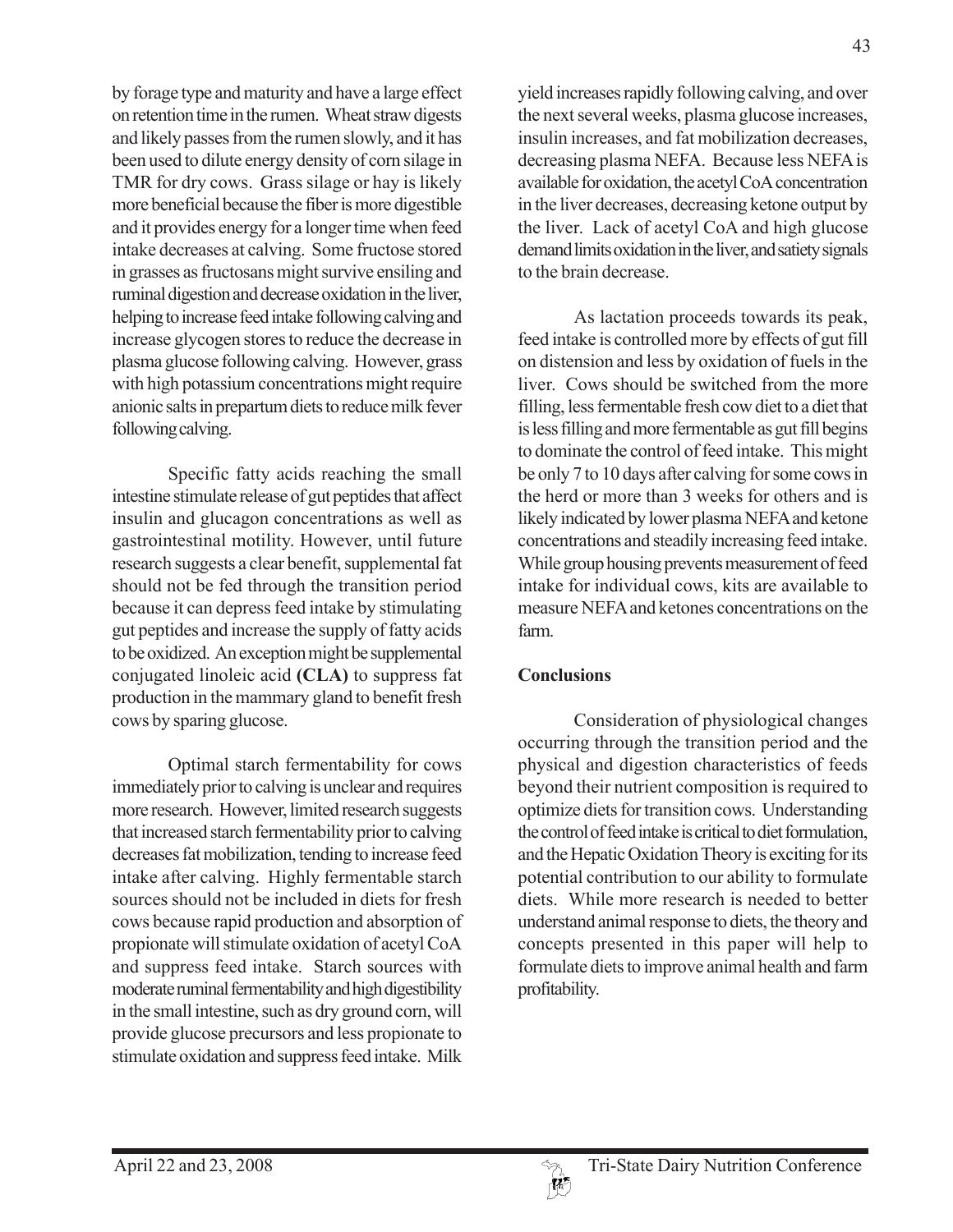by forage type and maturity and have a large effect on retention time in the rumen. Wheat straw digests and likely passes from the rumen slowly, and it has been used to dilute energy density of corn silage in TMR for dry cows. Grass silage or hay is likely more beneficial because the fiber is more digestible and it provides energy for a longer time when feed intake decreases at calving. Some fructose stored in grasses as fructosans might survive ensiling and ruminal digestion and decrease oxidation in the liver, helping to increase feed intake following calving and increase glycogen stores to reduce the decrease in plasma glucose following calving. However, grass with high potassium concentrations might require anionic salts in prepartum diets to reduce milk fever following calving.

Specific fatty acids reaching the small intestine stimulate release of gut peptides that affect insulin and glucagon concentrations as well as gastrointestinal motility. However, until future research suggests a clear benefit, supplemental fat should not be fed through the transition period because it can depress feed intake by stimulating gut peptides and increase the supply of fatty acids to be oxidized. An exception might be supplemental conjugated linoleic acid **(CLA)** to suppress fat production in the mammary gland to benefit fresh cows by sparing glucose.

Optimal starch fermentability for cows immediately prior to calving is unclear and requires more research. However, limited research suggests that increased starch fermentability prior to calving decreases fat mobilization, tending to increase feed intake after calving. Highly fermentable starch sources should not be included in diets for fresh cows because rapid production and absorption of propionate will stimulate oxidation of acetyl CoA and suppress feed intake. Starch sources with moderate ruminal fermentability and high digestibility in the small intestine, such as dry ground corn, will provide glucose precursors and less propionate to stimulate oxidation and suppress feed intake. Milk yield increases rapidly following calving, and over the next several weeks, plasma glucose increases, insulin increases, and fat mobilization decreases, decreasing plasma NEFA. Because less NEFA is available for oxidation, the acetyl CoA concentration in the liver decreases, decreasing ketone output by the liver. Lack of acetyl CoA and high glucose demand limits oxidation in the liver, and satiety signals to the brain decrease.

As lactation proceeds towards its peak, feed intake is controlled more by effects of gut fill on distension and less by oxidation of fuels in the liver. Cows should be switched from the more filling, less fermentable fresh cow diet to a diet that is less filling and more fermentable as gut fill begins to dominate the control of feed intake. This might be only 7 to 10 days after calving for some cows in the herd or more than 3 weeks for others and is likely indicated by lower plasma NEFA and ketone concentrations and steadily increasing feed intake. While group housing prevents measurement of feed intake for individual cows, kits are available to measure NEFA and ketones concentrations on the farm.

## Conclusions

Consideration of physiological changes occurring through the transition period and the physical and digestion characteristics of feeds beyond their nutrient composition is required to optimize diets for transition cows. Understanding the control of feed intake is critical to diet formulation, and the Hepatic Oxidation Theory is exciting for its potential contribution to our ability to formulate diets. While more research is needed to better understand animal response to diets, the theory and concepts presented in this paper will help to formulate diets to improve animal health and farm profitability.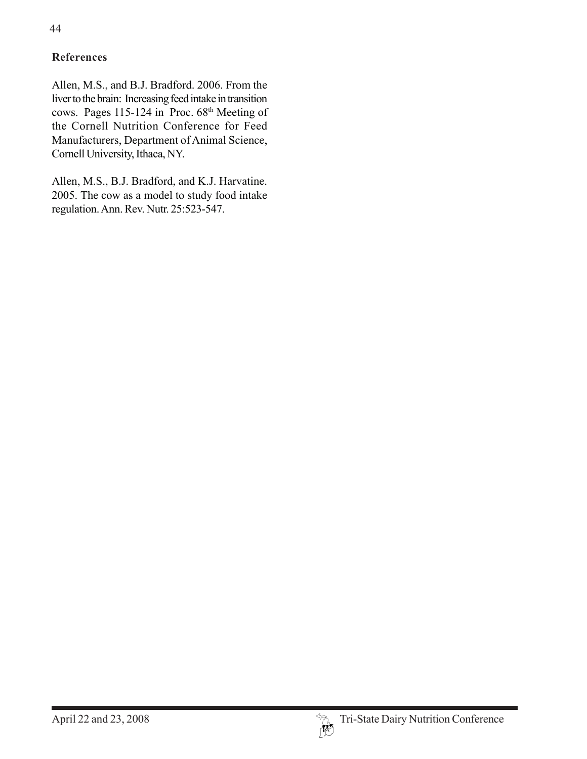## References

Allen, M.S., and B.J. Bradford. 2006. From the liver to the brain: Increasing feed intake in transition cows. Pages 115-124 in Proc. 68th Meeting of the Cornell Nutrition Conference for Feed Manufacturers, Department of Animal Science, Cornell University, Ithaca, NY.

Allen, M.S., B.J. Bradford, and K.J. Harvatine. 2005. The cow as a model to study food intake regulation. Ann. Rev. Nutr. 25:523-547.